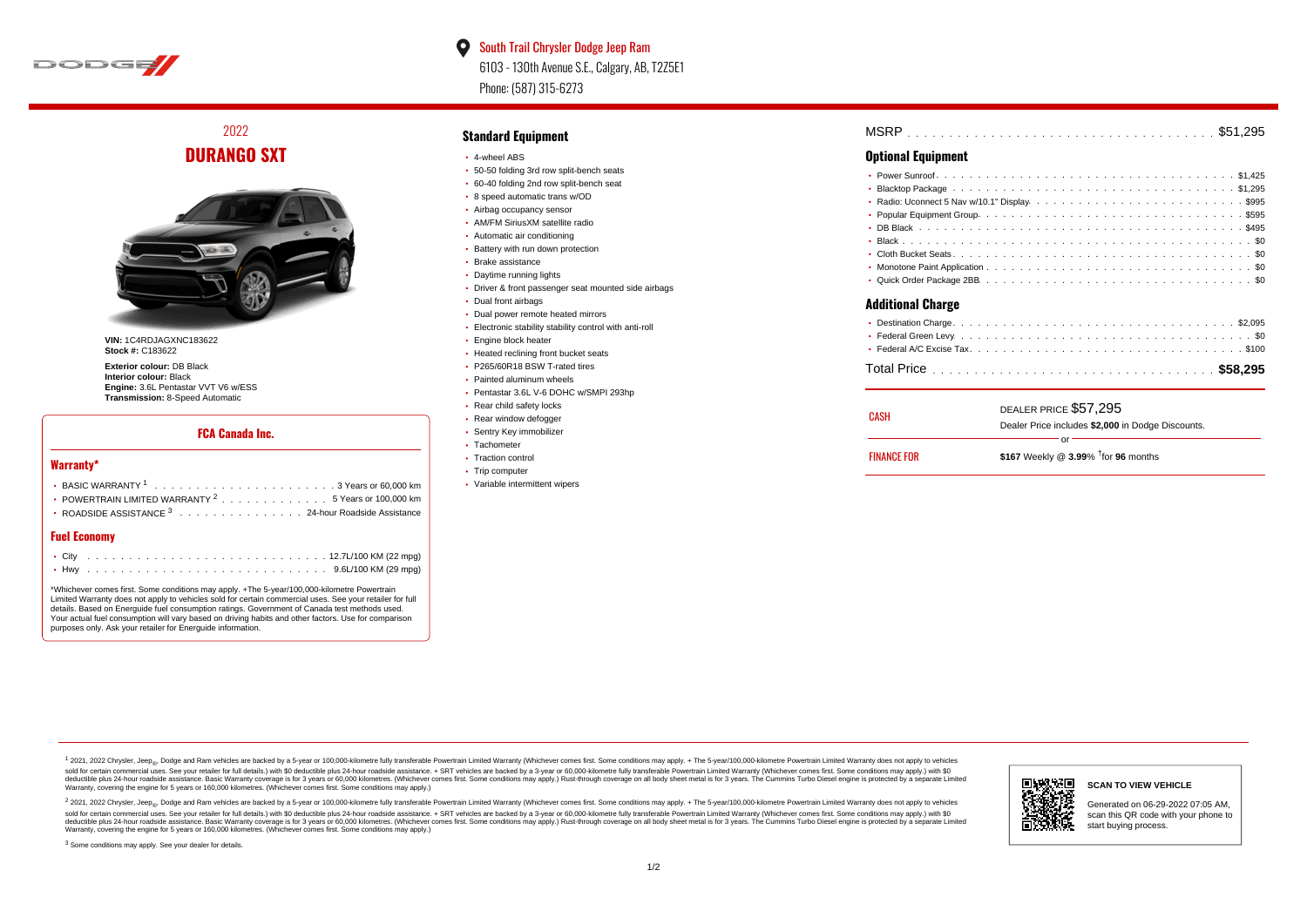South Trail Chrysler Dodge Jeep Ram
6103 - 130th Avenue S.E., Calgary, AB, T2Z5E1
Phone: (587) 315-6273

# 2022
# DURANGO SXT

**VIN:** 1C4RDJAGXNC183622
**Stock #:** C183622

**Exterior colour:** DB Black
**Interior colour:** Black
**Engine:** 3.6L Pentastar VVT V6 w/ESS
**Transmission:** 8-Speed Automatic

## FCA Canada Inc.

### Warranty*

- BASIC WARRANTY [1] . . . . . 3 Years or 60,000 km
- POWERTRAIN LIMITED WARRANTY [2] . . . . . 5 Years or 100,000 km
- ROADSIDE ASSISTANCE [3] . . . . . 24-hour Roadside Assistance

### Fuel Economy

- City . . . . . 12.7L/100 KM (22 mpg)
- Hwy . . . . . 9.6L/100 KM (29 mpg)

*Whichever comes first. Some conditions may apply. +The 5-year/100,000-kilometre Powertrain Limited Warranty does not apply to vehicles sold for certain commercial uses. See your retailer for full details. Based on Energuide fuel consumption ratings. Government of Canada test methods used. Your actual fuel consumption will vary based on driving habits and other factors. Use for comparison purposes only. Ask your retailer for Energuide information.

## Standard Equipment

- 4-wheel ABS
- 50-50 folding 3rd row split-bench seats
- 60-40 folding 2nd row split-bench seat
- 8 speed automatic trans w/OD
- Airbag occupancy sensor
- AM/FM SiriusXM satellite radio
- Automatic air conditioning
- Battery with run down protection
- Brake assistance
- Daytime running lights
- Driver & front passenger seat mounted side airbags
- Dual front airbags
- Dual power remote heated mirrors
- Electronic stability stability control with anti-roll
- Engine block heater
- Heated reclining front bucket seats
- P265/60R18 BSW T-rated tires
- Painted aluminum wheels
- Pentastar 3.6L V-6 DOHC w/SMPI 293hp
- Rear child safety locks
- Rear window defogger
- Sentry Key immobilizer
- Tachometer
- Traction control
- Trip computer
- Variable intermittent wipers

MSRP . . . . . $51,295

## Optional Equipment

- Power Sunroof . . . . . $1,425
- Blacktop Package . . . . . $1,295
- Radio: Uconnect 5 Nav w/10.1" Display . . . . . $995
- Popular Equipment Group . . . . . $595
- DB Black . . . . . $495
- Black . . . . . $0
- Cloth Bucket Seats . . . . . $0
- Monotone Paint Application . . . . . $0
- Quick Order Package 2BB . . . . . $0

## Additional Charge

- Destination Charge . . . . . $2,095
- Federal Green Levy . . . . . $0
- Federal A/C Excise Tax . . . . . $100

Total Price . . . . . **$58,295**

| | |
|---|---|
| CASH | DEALER PRICE $57,295<br>Dealer Price includes **$2,000** in Dodge Discounts. |
| | or |
| FINANCE FOR | **$167** Weekly @ **3.99**% †for **96** months |

[1] 2021, 2022 Chrysler, Jeep®, Dodge and Ram vehicles are backed by a 5-year or 100,000-kilometre fully transferable Powertrain Limited Warranty (Whichever comes first. Some conditions may apply. + The 5-year/100,000-kilometre Powertrain Limited Warranty does not apply to vehicles sold for certain commercial uses. See your retailer for full details.) with $0 deductible plus 24-hour roadside assistance. + SRT vehicles are backed by a 3-year or 60,000-kilometre fully transferable Powertrain Limited Warranty (Whichever comes first. Some conditions may apply.) with $0 deductible plus 24-hour roadside assistance. Basic Warranty coverage is for 3 years or 60,000 kilometres. (Whichever comes first. Some conditions may apply.) Rust-through coverage on all body sheet metal is for 3 years. The Cummins Turbo Diesel engine is protected by a separate Limited Warranty, covering the engine for 5 years or 160,000 kilometres. (Whichever comes first. Some conditions may apply.)

[2] 2021, 2022 Chrysler, Jeep®, Dodge and Ram vehicles are backed by a 5-year or 100,000-kilometre fully transferable Powertrain Limited Warranty (Whichever comes first. Some conditions may apply. + The 5-year/100,000-kilometre Powertrain Limited Warranty does not apply to vehicles sold for certain commercial uses. See your retailer for full details.) with $0 deductible plus 24-hour roadside assistance. + SRT vehicles are backed by a 3-year or 60,000-kilometre fully transferable Powertrain Limited Warranty (Whichever comes first. Some conditions may apply.) with $0 deductible plus 24-hour roadside assistance. Basic Warranty coverage is for 3 years or 60,000 kilometres. (Whichever comes first. Some conditions may apply.) Rust-through coverage on all body sheet metal is for 3 years. The Cummins Turbo Diesel engine is protected by a separate Limited Warranty, covering the engine for 5 years or 160,000 kilometres. (Whichever comes first. Some conditions may apply.)

[3] Some conditions may apply. See your dealer for details.

**SCAN TO VIEW VEHICLE**

Generated on 06-29-2022 07:05 AM, scan this QR code with your phone to start buying process.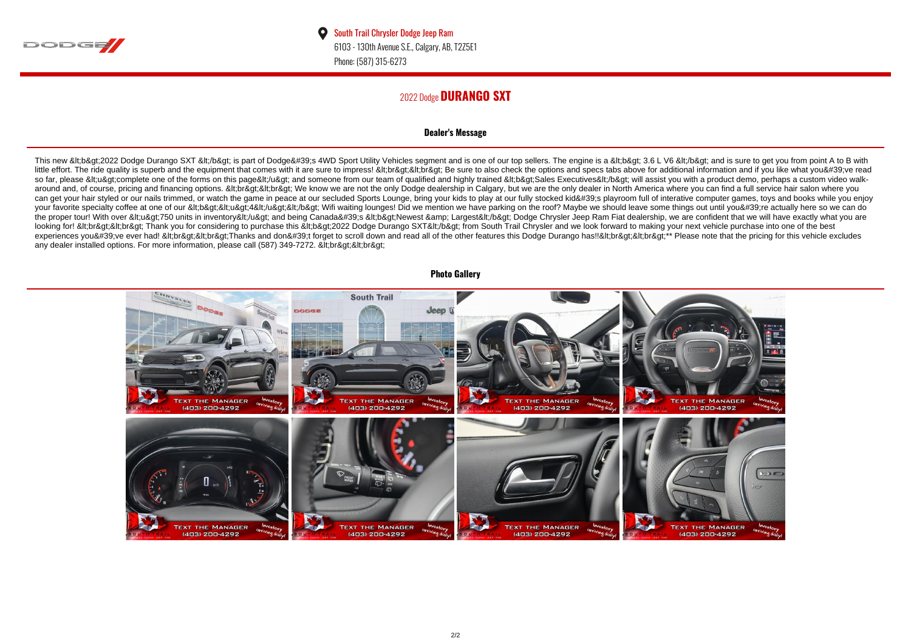South Trail Chrysler Dodge Jeep Ram
6103 - 130th Avenue S.E., Calgary, AB, T2Z5E1
Phone: (587) 315-6273

# 2022 Dodge **DURANGO SXT**

## Dealer's Message

This new &lt;b&gt;2022 Dodge Durango SXT &lt;/b&gt; is part of Dodge&#39;s 4WD Sport Utility Vehicles segment and is one of our top sellers. The engine is a &lt;b&gt; 3.6 L V6 &lt;/b&gt; and is sure to get you from point A to B with little effort. The ride quality is superb and the equipment that comes with it are sure to impress! &lt;br&gt;&lt;br&gt; Be sure to also check the options and specs tabs above for additional information and if you like what you&#39;ve read so far, please &lt;u&gt;complete one of the forms on this page&lt;/u&gt; and someone from our team of qualified and highly trained &lt;b&gt;Sales Executives&lt;/b&gt; will assist you with a product demo, perhaps a custom video walk-around and, of course, pricing and financing options. &lt;br&gt;&lt;br&gt; We know we are not the only Dodge dealership in Calgary, but we are the only dealer in North America where you can find a full service hair salon where you can get your hair styled or our nails trimmed, or watch the game in peace at our secluded Sports Lounge, bring your kids to play at our fully stocked kid&#39;s playroom full of interative computer games, toys and books while you enjoy your favorite specialty coffee at one of our &lt;b&gt;&lt;u&gt;4&lt;/u&gt;&lt;/b&gt; Wifi waiting lounges! Did we mention we have parking on the roof? Maybe we should leave some things out until you&#39;re actually here so we can do the proper tour! With over &lt;u&gt;750 units in inventory&lt;/u&gt; and being Canada&#39;s &lt;b&gt;Newest &amp; Largest&lt;/b&gt; Dodge Chrysler Jeep Ram Fiat dealership, we are confident that we will have exactly what you are looking for! &lt;br&gt;&lt;br&gt; Thank you for considering to purchase this &lt;b&gt;2022 Dodge Durango SXT&lt;/b&gt; from South Trail Chrysler and we look forward to making your next vehicle purchase into one of the best experiences you&#39;ve ever had! &lt;br&gt;&lt;br&gt;Thanks and don&#39;t forget to scroll down and read all of the other features this Dodge Durango has!!&lt;br&gt;&lt;br&gt;** Please note that the pricing for this vehicle excludes any dealer installed options. For more information, please call (587) 349-7272. &lt;br&gt;&lt;br&gt;

## Photo Gallery